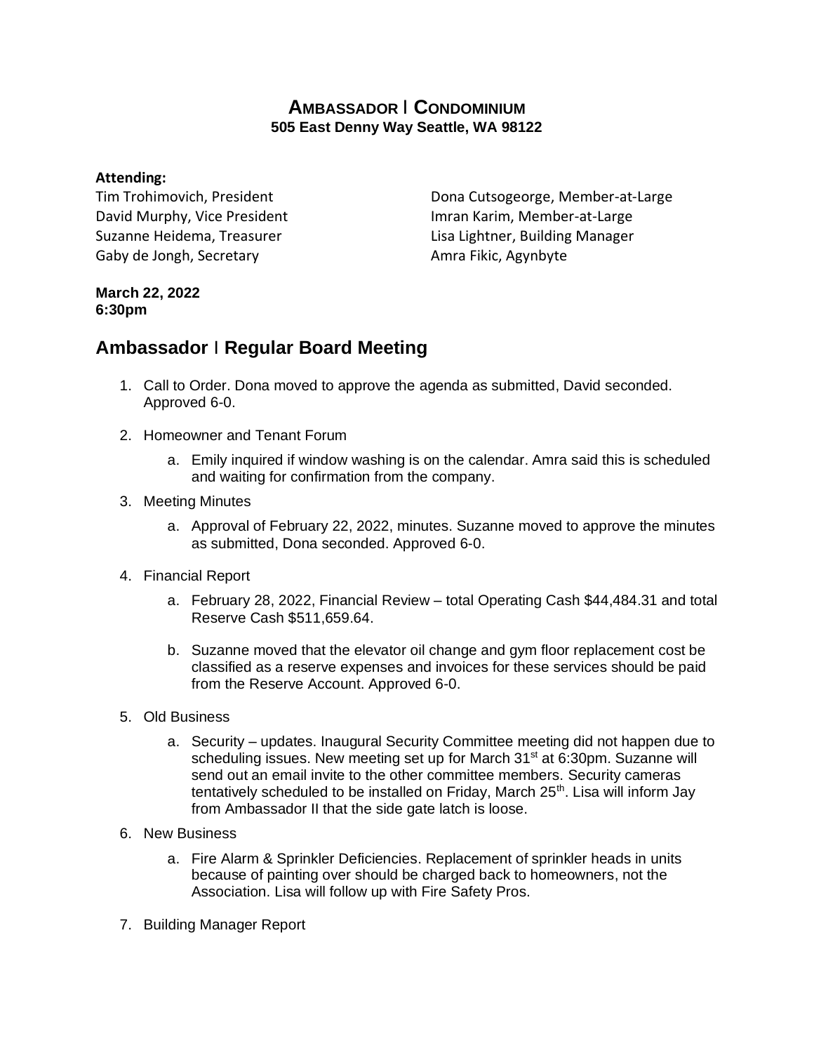# AMBASSADOR | CONDOMINIUM

**505 East Denny Way Seattle, WA 98122**

**Attending:**

Tim Trohimovich, President
David Murphy, Vice President
Suzanne Heidema, Treasurer
Gaby de Jongh, Secretary
Dona Cutsogeorge, Member-at-Large
Imran Karim, Member-at-Large
Lisa Lightner, Building Manager
Amra Fikic, Agynbyte

**March 22, 2022**
**6:30pm**

## Ambassador | Regular Board Meeting

1. Call to Order. Dona moved to approve the agenda as submitted, David seconded. Approved 6-0.

2. Homeowner and Tenant Forum
   a. Emily inquired if window washing is on the calendar. Amra said this is scheduled and waiting for confirmation from the company.

3. Meeting Minutes
   a. Approval of February 22, 2022, minutes. Suzanne moved to approve the minutes as submitted, Dona seconded. Approved 6-0.

4. Financial Report
   a. February 28, 2022, Financial Review – total Operating Cash $44,484.31 and total Reserve Cash $511,659.64.

   b. Suzanne moved that the elevator oil change and gym floor replacement cost be classified as a reserve expenses and invoices for these services should be paid from the Reserve Account. Approved 6-0.

5. Old Business
   a. Security – updates. Inaugural Security Committee meeting did not happen due to scheduling issues. New meeting set up for March 31st at 6:30pm. Suzanne will send out an email invite to the other committee members. Security cameras tentatively scheduled to be installed on Friday, March 25th. Lisa will inform Jay from Ambassador II that the side gate latch is loose.

6. New Business
   a. Fire Alarm & Sprinkler Deficiencies. Replacement of sprinkler heads in units because of painting over should be charged back to homeowners, not the Association. Lisa will follow up with Fire Safety Pros.

7. Building Manager Report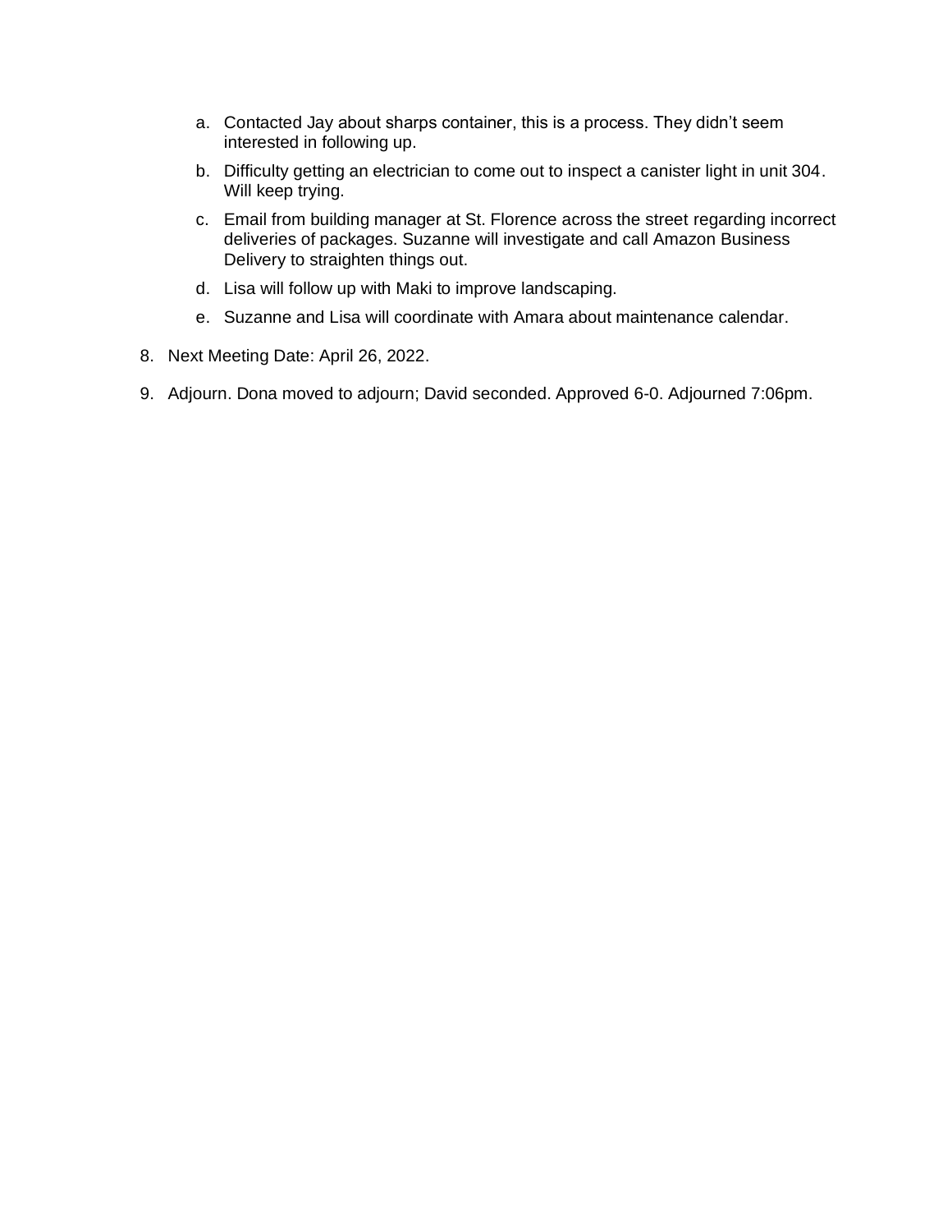a. Contacted Jay about sharps container, this is a process. They didn't seem interested in following up.
   b. Difficulty getting an electrician to come out to inspect a canister light in unit 304. Will keep trying.
   c. Email from building manager at St. Florence across the street regarding incorrect deliveries of packages. Suzanne will investigate and call Amazon Business Delivery to straighten things out.
   d. Lisa will follow up with Maki to improve landscaping.
   e. Suzanne and Lisa will coordinate with Amara about maintenance calendar.

8. Next Meeting Date: April 26, 2022.
9. Adjourn. Dona moved to adjourn; David seconded. Approved 6-0. Adjourned 7:06pm.